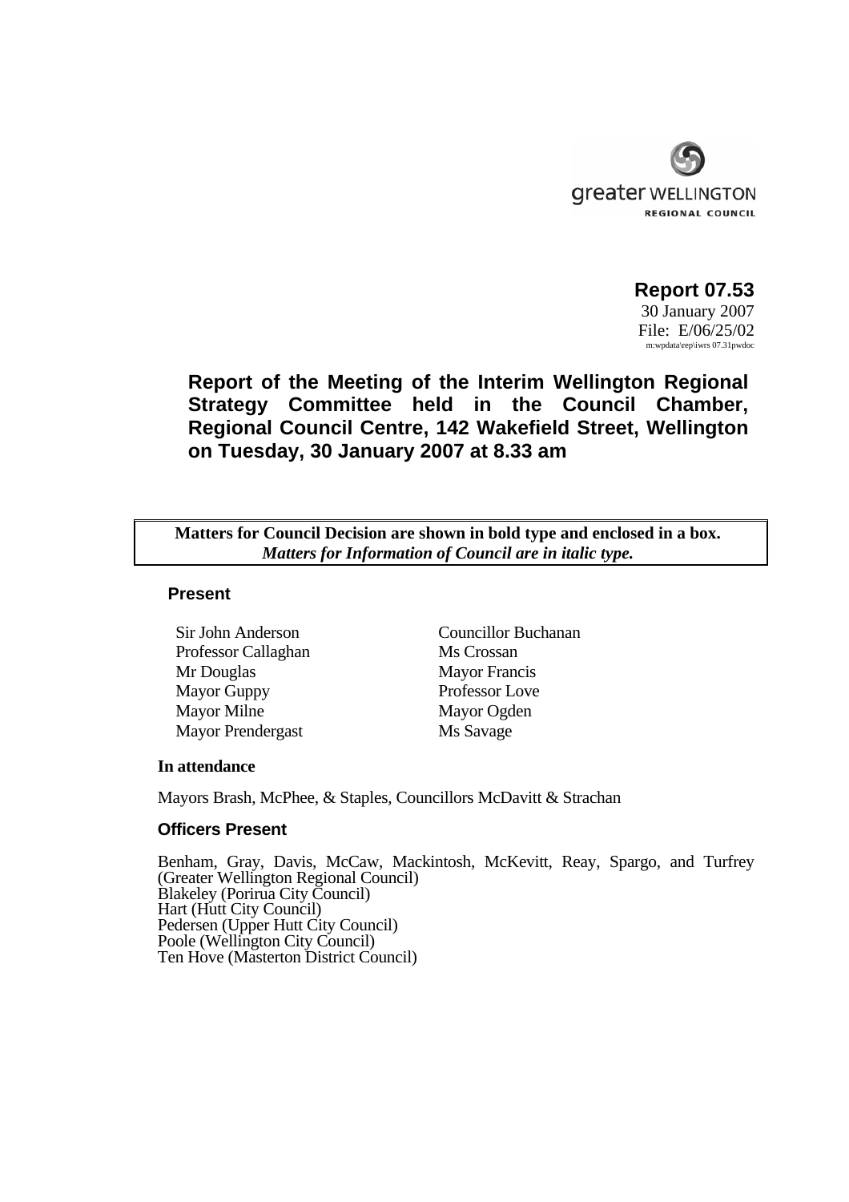greater WELLINGTON
REGIONAL COUNCIL

**Report 07.53**
30 January 2007
File: E/06/25/02
m:wpdata\rep\iwrs 07.31pwdoc

# Report of the Meeting of the Interim Wellington Regional Strategy Committee held in the Council Chamber, Regional Council Centre, 142 Wakefield Street, Wellington on Tuesday, 30 January 2007 at 8.33 am

| **Matters for Council Decision are shown in bold type and enclosed in a box.** *Matters for Information of Council are in italic type.* |
|---|

## Present

| | |
|---|---|
| Sir John Anderson | Councillor Buchanan |
| Professor Callaghan | Ms Crossan |
| Mr Douglas | Mayor Francis |
| Mayor Guppy | Professor Love |
| Mayor Milne | Mayor Ogden |
| Mayor Prendergast | Ms Savage |

### In attendance

Mayors Brash, McPhee, & Staples, Councillors McDavitt & Strachan

### Officers Present

Benham, Gray, Davis, McCaw, Mackintosh, McKevitt, Reay, Spargo, and Turfrey (Greater Wellington Regional Council)
Blakeley (Porirua City Council)
Hart (Hutt City Council)
Pedersen (Upper Hutt City Council)
Poole (Wellington City Council)
Ten Hove (Masterton District Council)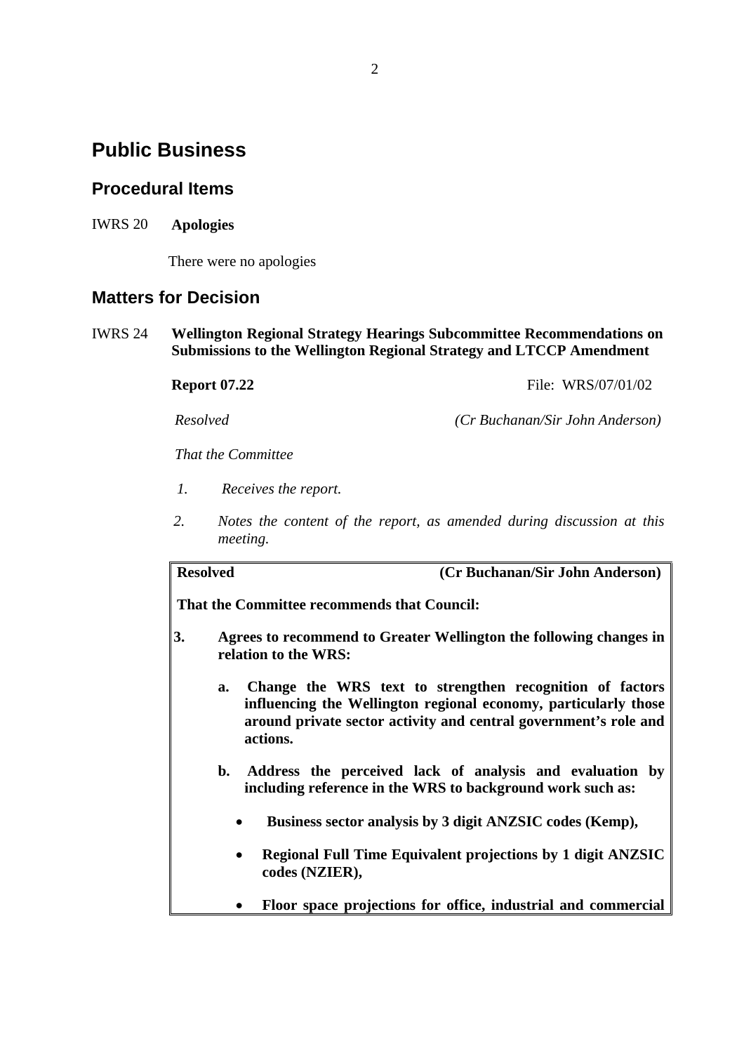# Public Business

## Procedural Items

IWRS 20 **Apologies**

There were no apologies

## Matters for Decision

IWRS 24 **Wellington Regional Strategy Hearings Subcommittee Recommendations on Submissions to the Wellington Regional Strategy and LTCCP Amendment**

**Report 07.22** File: WRS/07/01/02

*Resolved* *(Cr Buchanan/Sir John Anderson)*

*That the Committee*

1. *Receives the report.*
2. *Notes the content of the report, as amended during discussion at this meeting.*

**Resolved** **(Cr Buchanan/Sir John Anderson)**

**That the Committee recommends that Council:**

3. **Agrees to recommend to Greater Wellington the following changes in relation to the WRS:**

   a. **Change the WRS text to strengthen recognition of factors influencing the Wellington regional economy, particularly those around private sector activity and central government's role and actions.**

   b. **Address the perceived lack of analysis and evaluation by including reference in the WRS to background work such as:**

      - **Business sector analysis by 3 digit ANZSIC codes (Kemp),**
      - **Regional Full Time Equivalent projections by 1 digit ANZSIC codes (NZIER),**
      - **Floor space projections for office, industrial and commercial**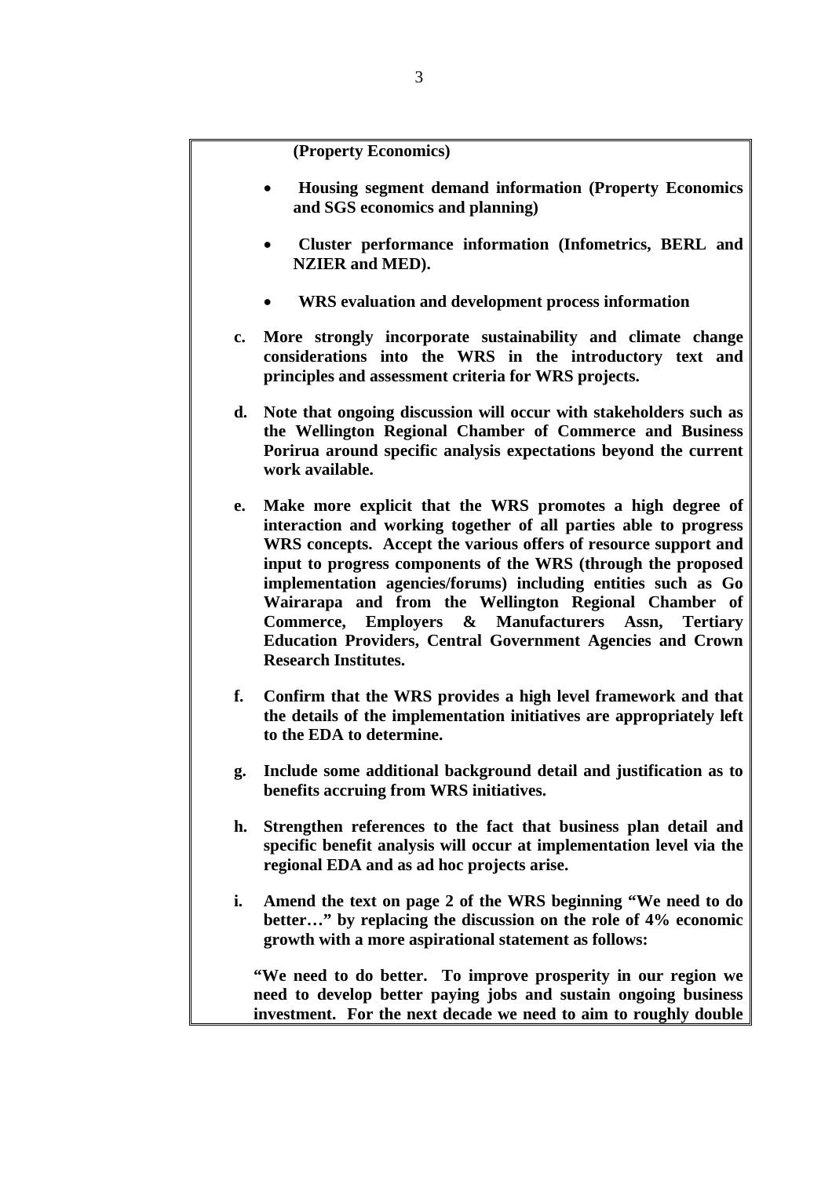**(Property Economics)**

- **Housing segment demand information (Property Economics and SGS economics and planning)**

- **Cluster performance information (Infometrics, BERL and NZIER and MED).**

- **WRS evaluation and development process information**

**c. More strongly incorporate sustainability and climate change considerations into the WRS in the introductory text and principles and assessment criteria for WRS projects.**

**d. Note that ongoing discussion will occur with stakeholders such as the Wellington Regional Chamber of Commerce and Business Porirua around specific analysis expectations beyond the current work available.**

**e. Make more explicit that the WRS promotes a high degree of interaction and working together of all parties able to progress WRS concepts. Accept the various offers of resource support and input to progress components of the WRS (through the proposed implementation agencies/forums) including entities such as Go Wairarapa and from the Wellington Regional Chamber of Commerce, Employers & Manufacturers Assn, Tertiary Education Providers, Central Government Agencies and Crown Research Institutes.**

**f. Confirm that the WRS provides a high level framework and that the details of the implementation initiatives are appropriately left to the EDA to determine.**

**g. Include some additional background detail and justification as to benefits accruing from WRS initiatives.**

**h. Strengthen references to the fact that business plan detail and specific benefit analysis will occur at implementation level via the regional EDA and as ad hoc projects arise.**

**i. Amend the text on page 2 of the WRS beginning "We need to do better…" by replacing the discussion on the role of 4% economic growth with a more aspirational statement as follows:**

**"We need to do better. To improve prosperity in our region we need to develop better paying jobs and sustain ongoing business investment. For the next decade we need to aim to roughly double**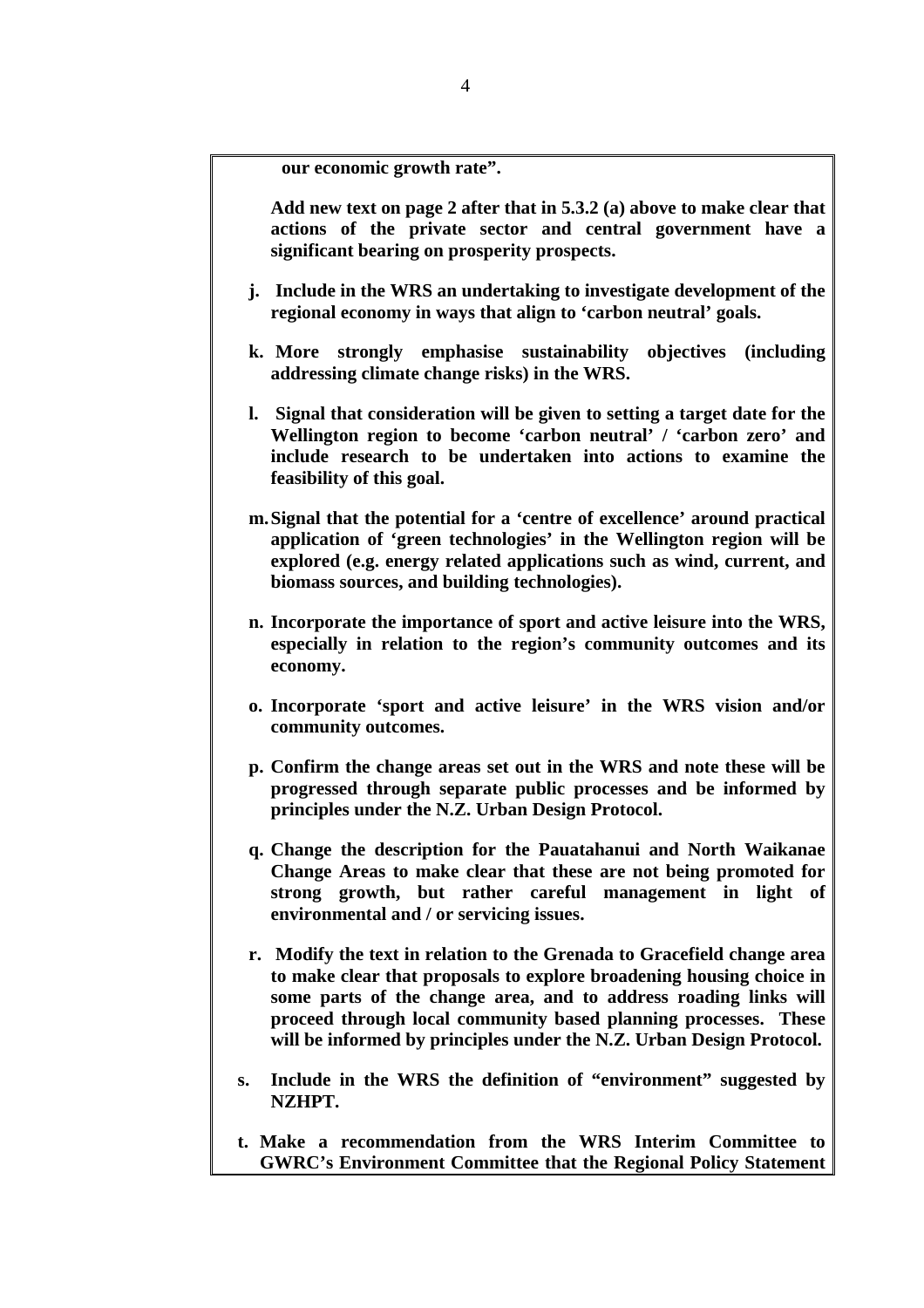**our economic growth rate".**

**Add new text on page 2 after that in 5.3.2 (a) above to make clear that actions of the private sector and central government have a significant bearing on prosperity prospects.**

**j. Include in the WRS an undertaking to investigate development of the regional economy in ways that align to 'carbon neutral' goals.**

**k. More strongly emphasise sustainability objectives (including addressing climate change risks) in the WRS.**

**l. Signal that consideration will be given to setting a target date for the Wellington region to become 'carbon neutral' / 'carbon zero' and include research to be undertaken into actions to examine the feasibility of this goal.**

**m. Signal that the potential for a 'centre of excellence' around practical application of 'green technologies' in the Wellington region will be explored (e.g. energy related applications such as wind, current, and biomass sources, and building technologies).**

**n. Incorporate the importance of sport and active leisure into the WRS, especially in relation to the region's community outcomes and its economy.**

**o. Incorporate 'sport and active leisure' in the WRS vision and/or community outcomes.**

**p. Confirm the change areas set out in the WRS and note these will be progressed through separate public processes and be informed by principles under the N.Z. Urban Design Protocol.**

**q. Change the description for the Pauatahanui and North Waikanae Change Areas to make clear that these are not being promoted for strong growth, but rather careful management in light of environmental and / or servicing issues.**

**r. Modify the text in relation to the Grenada to Gracefield change area to make clear that proposals to explore broadening housing choice in some parts of the change area, and to address roading links will proceed through local community based planning processes. These will be informed by principles under the N.Z. Urban Design Protocol.**

**s. Include in the WRS the definition of "environment" suggested by NZHPT.**

**t. Make a recommendation from the WRS Interim Committee to GWRC's Environment Committee that the Regional Policy Statement**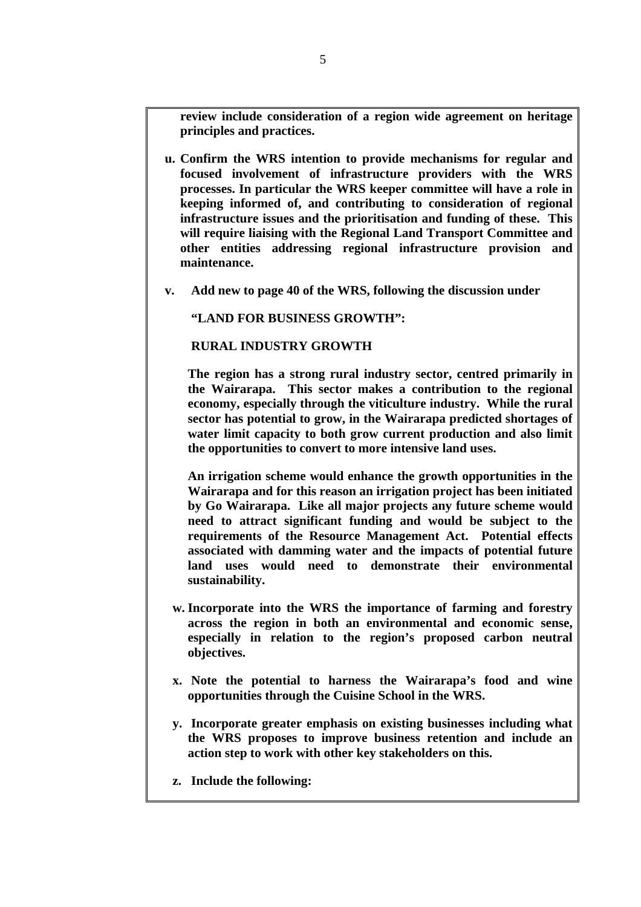**review include consideration of a region wide agreement on heritage principles and practices.**

**u. Confirm the WRS intention to provide mechanisms for regular and focused involvement of infrastructure providers with the WRS processes. In particular the WRS keeper committee will have a role in keeping informed of, and contributing to consideration of regional infrastructure issues and the prioritisation and funding of these. This will require liaising with the Regional Land Transport Committee and other entities addressing regional infrastructure provision and maintenance.**

**v. Add new to page 40 of the WRS, following the discussion under**

**"LAND FOR BUSINESS GROWTH":**

**RURAL INDUSTRY GROWTH**

**The region has a strong rural industry sector, centred primarily in the Wairarapa. This sector makes a contribution to the regional economy, especially through the viticulture industry. While the rural sector has potential to grow, in the Wairarapa predicted shortages of water limit capacity to both grow current production and also limit the opportunities to convert to more intensive land uses.**

**An irrigation scheme would enhance the growth opportunities in the Wairarapa and for this reason an irrigation project has been initiated by Go Wairarapa. Like all major projects any future scheme would need to attract significant funding and would be subject to the requirements of the Resource Management Act. Potential effects associated with damming water and the impacts of potential future land uses would need to demonstrate their environmental sustainability.**

**w. Incorporate into the WRS the importance of farming and forestry across the region in both an environmental and economic sense, especially in relation to the region's proposed carbon neutral objectives.**

**x. Note the potential to harness the Wairarapa's food and wine opportunities through the Cuisine School in the WRS.**

**y. Incorporate greater emphasis on existing businesses including what the WRS proposes to improve business retention and include an action step to work with other key stakeholders on this.**

**z. Include the following:**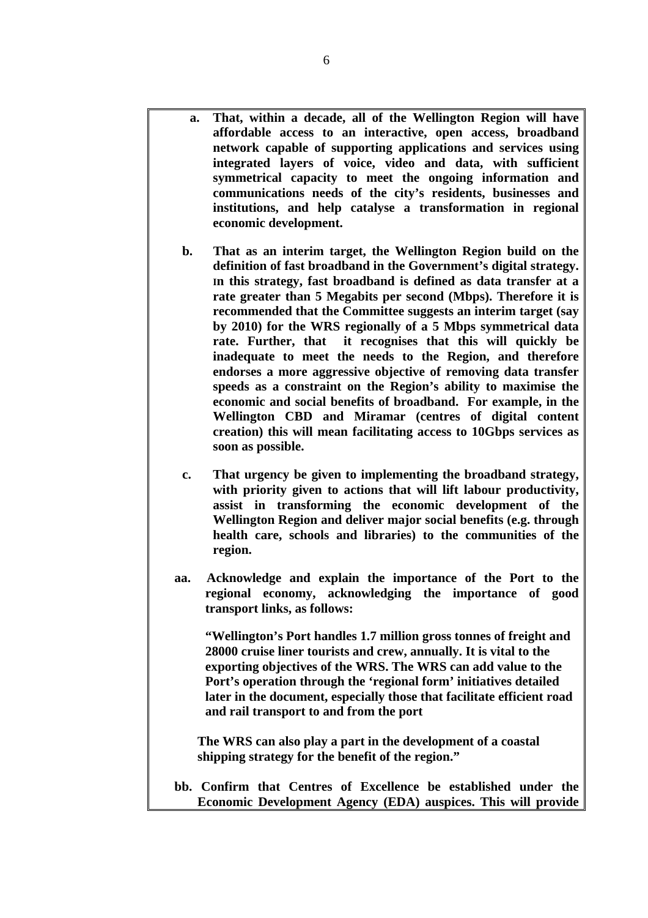**a. That, within a decade, all of the Wellington Region will have affordable access to an interactive, open access, broadband network capable of supporting applications and services using integrated layers of voice, video and data, with sufficient symmetrical capacity to meet the ongoing information and communications needs of the city's residents, businesses and institutions, and help catalyse a transformation in regional economic development.**

**b. That as an interim target, the Wellington Region build on the definition of fast broadband in the Government's digital strategy. In this strategy, fast broadband is defined as data transfer at a rate greater than 5 Megabits per second (Mbps). Therefore it is recommended that the Committee suggests an interim target (say by 2010) for the WRS regionally of a 5 Mbps symmetrical data rate. Further, that it recognises that this will quickly be inadequate to meet the needs to the Region, and therefore endorses a more aggressive objective of removing data transfer speeds as a constraint on the Region's ability to maximise the economic and social benefits of broadband. For example, in the Wellington CBD and Miramar (centres of digital content creation) this will mean facilitating access to 10Gbps services as soon as possible.**

**c. That urgency be given to implementing the broadband strategy, with priority given to actions that will lift labour productivity, assist in transforming the economic development of the Wellington Region and deliver major social benefits (e.g. through health care, schools and libraries) to the communities of the region.**

**aa. Acknowledge and explain the importance of the Port to the regional economy, acknowledging the importance of good transport links, as follows:**

**"Wellington's Port handles 1.7 million gross tonnes of freight and 28000 cruise liner tourists and crew, annually. It is vital to the exporting objectives of the WRS. The WRS can add value to the Port's operation through the 'regional form' initiatives detailed later in the document, especially those that facilitate efficient road and rail transport to and from the port**

**The WRS can also play a part in the development of a coastal shipping strategy for the benefit of the region."**

**bb. Confirm that Centres of Excellence be established under the Economic Development Agency (EDA) auspices. This will provide**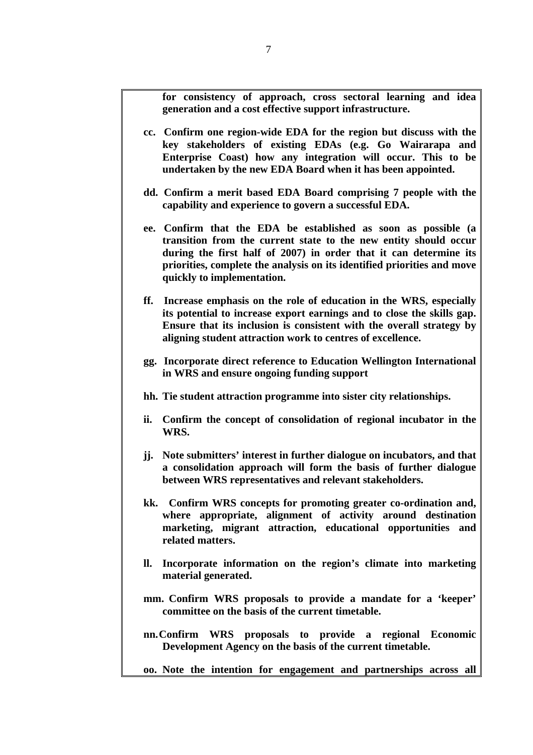**for consistency of approach, cross sectoral learning and idea generation and a cost effective support infrastructure.**

**cc. Confirm one region-wide EDA for the region but discuss with the key stakeholders of existing EDAs (e.g. Go Wairarapa and Enterprise Coast) how any integration will occur. This to be undertaken by the new EDA Board when it has been appointed.**

**dd. Confirm a merit based EDA Board comprising 7 people with the capability and experience to govern a successful EDA.**

**ee. Confirm that the EDA be established as soon as possible (a transition from the current state to the new entity should occur during the first half of 2007) in order that it can determine its priorities, complete the analysis on its identified priorities and move quickly to implementation.**

**ff. Increase emphasis on the role of education in the WRS, especially its potential to increase export earnings and to close the skills gap. Ensure that its inclusion is consistent with the overall strategy by aligning student attraction work to centres of excellence.**

**gg. Incorporate direct reference to Education Wellington International in WRS and ensure ongoing funding support**

**hh. Tie student attraction programme into sister city relationships.**

**ii. Confirm the concept of consolidation of regional incubator in the WRS.**

**jj. Note submitters' interest in further dialogue on incubators, and that a consolidation approach will form the basis of further dialogue between WRS representatives and relevant stakeholders.**

**kk. Confirm WRS concepts for promoting greater co-ordination and, where appropriate, alignment of activity around destination marketing, migrant attraction, educational opportunities and related matters.**

**ll. Incorporate information on the region's climate into marketing material generated.**

**mm. Confirm WRS proposals to provide a mandate for a 'keeper' committee on the basis of the current timetable.**

**nn. Confirm WRS proposals to provide a regional Economic Development Agency on the basis of the current timetable.**

**oo. Note the intention for engagement and partnerships across all**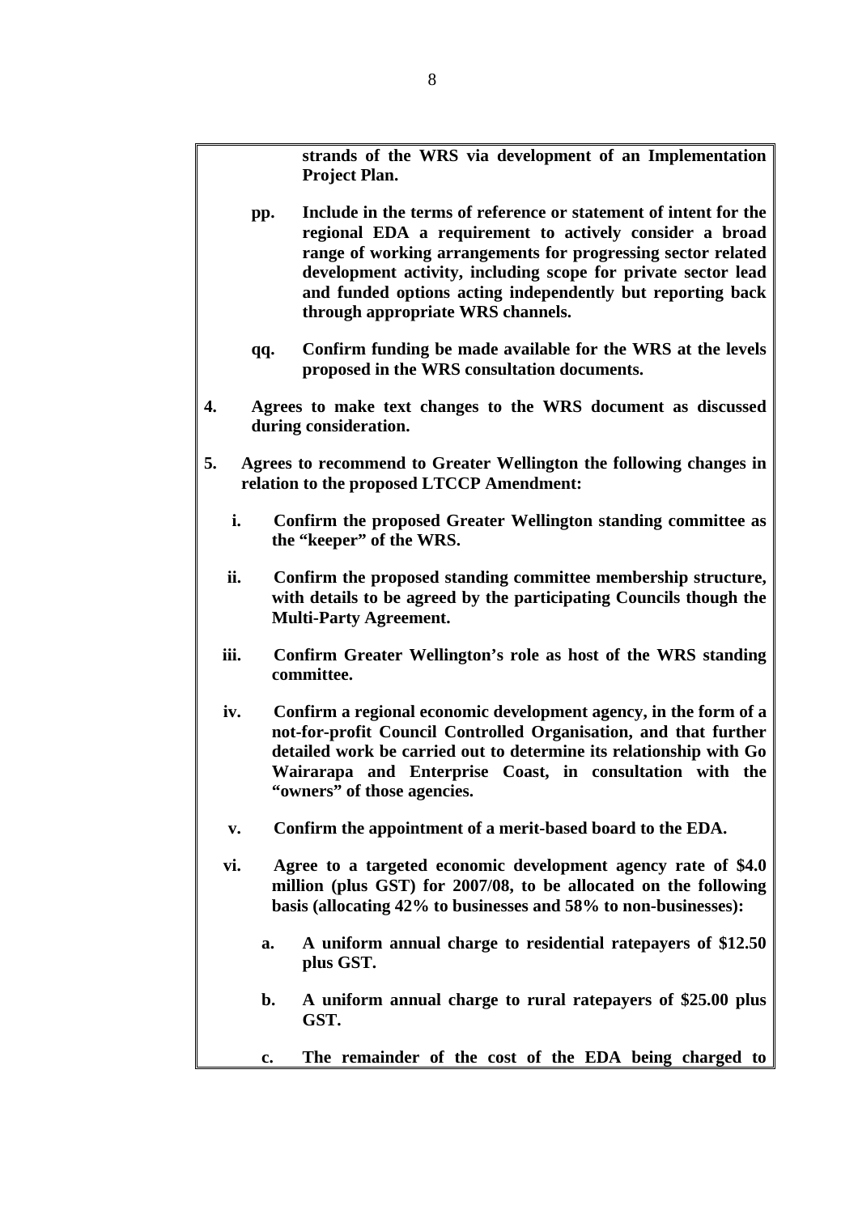**strands of the WRS via development of an Implementation Project Plan.**

**pp. Include in the terms of reference or statement of intent for the regional EDA a requirement to actively consider a broad range of working arrangements for progressing sector related development activity, including scope for private sector lead and funded options acting independently but reporting back through appropriate WRS channels.**

**qq. Confirm funding be made available for the WRS at the levels proposed in the WRS consultation documents.**

**4. Agrees to make text changes to the WRS document as discussed during consideration.**

**5. Agrees to recommend to Greater Wellington the following changes in relation to the proposed LTCCP Amendment:**

**i. Confirm the proposed Greater Wellington standing committee as the "keeper" of the WRS.**

**ii. Confirm the proposed standing committee membership structure, with details to be agreed by the participating Councils though the Multi-Party Agreement.**

**iii. Confirm Greater Wellington's role as host of the WRS standing committee.**

**iv. Confirm a regional economic development agency, in the form of a not-for-profit Council Controlled Organisation, and that further detailed work be carried out to determine its relationship with Go Wairarapa and Enterprise Coast, in consultation with the "owners" of those agencies.**

**v. Confirm the appointment of a merit-based board to the EDA.**

**vi. Agree to a targeted economic development agency rate of $4.0 million (plus GST) for 2007/08, to be allocated on the following basis (allocating 42% to businesses and 58% to non-businesses):**

**a. A uniform annual charge to residential ratepayers of $12.50 plus GST.**

**b. A uniform annual charge to rural ratepayers of $25.00 plus GST.**

**c. The remainder of the cost of the EDA being charged to**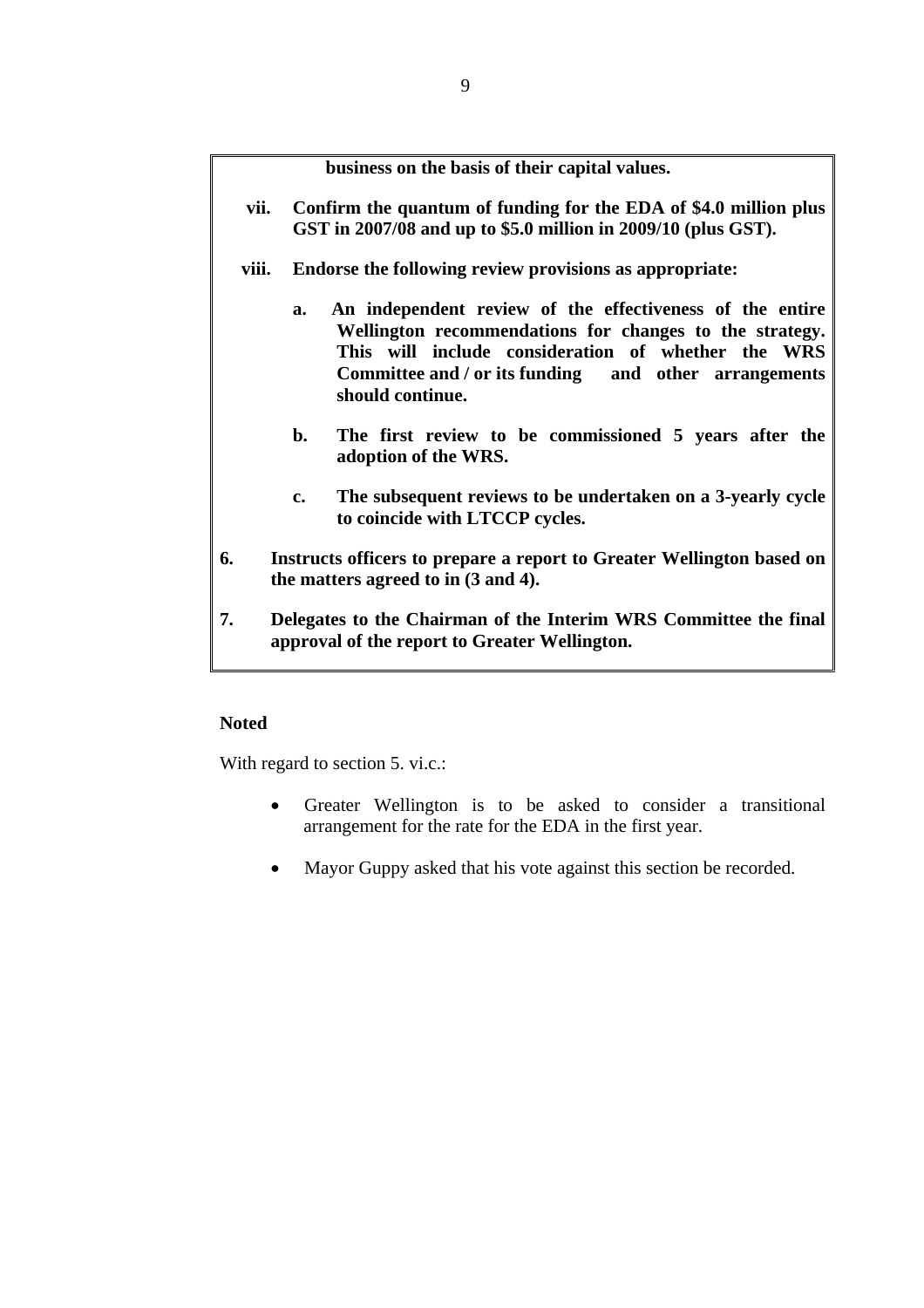**business on the basis of their capital values.**

**vii. Confirm the quantum of funding for the EDA of $4.0 million plus GST in 2007/08 and up to $5.0 million in 2009/10 (plus GST).**

**viii. Endorse the following review provisions as appropriate:**

**a. An independent review of the effectiveness of the entire Wellington recommendations for changes to the strategy. This will include consideration of whether the WRS Committee and / or its funding and other arrangements should continue.**

**b. The first review to be commissioned 5 years after the adoption of the WRS.**

**c. The subsequent reviews to be undertaken on a 3-yearly cycle to coincide with LTCCP cycles.**

**6. Instructs officers to prepare a report to Greater Wellington based on the matters agreed to in (3 and 4).**

**7. Delegates to the Chairman of the Interim WRS Committee the final approval of the report to Greater Wellington.**

**Noted**

With regard to section 5. vi.c.:

- Greater Wellington is to be asked to consider a transitional arrangement for the rate for the EDA in the first year.
- Mayor Guppy asked that his vote against this section be recorded.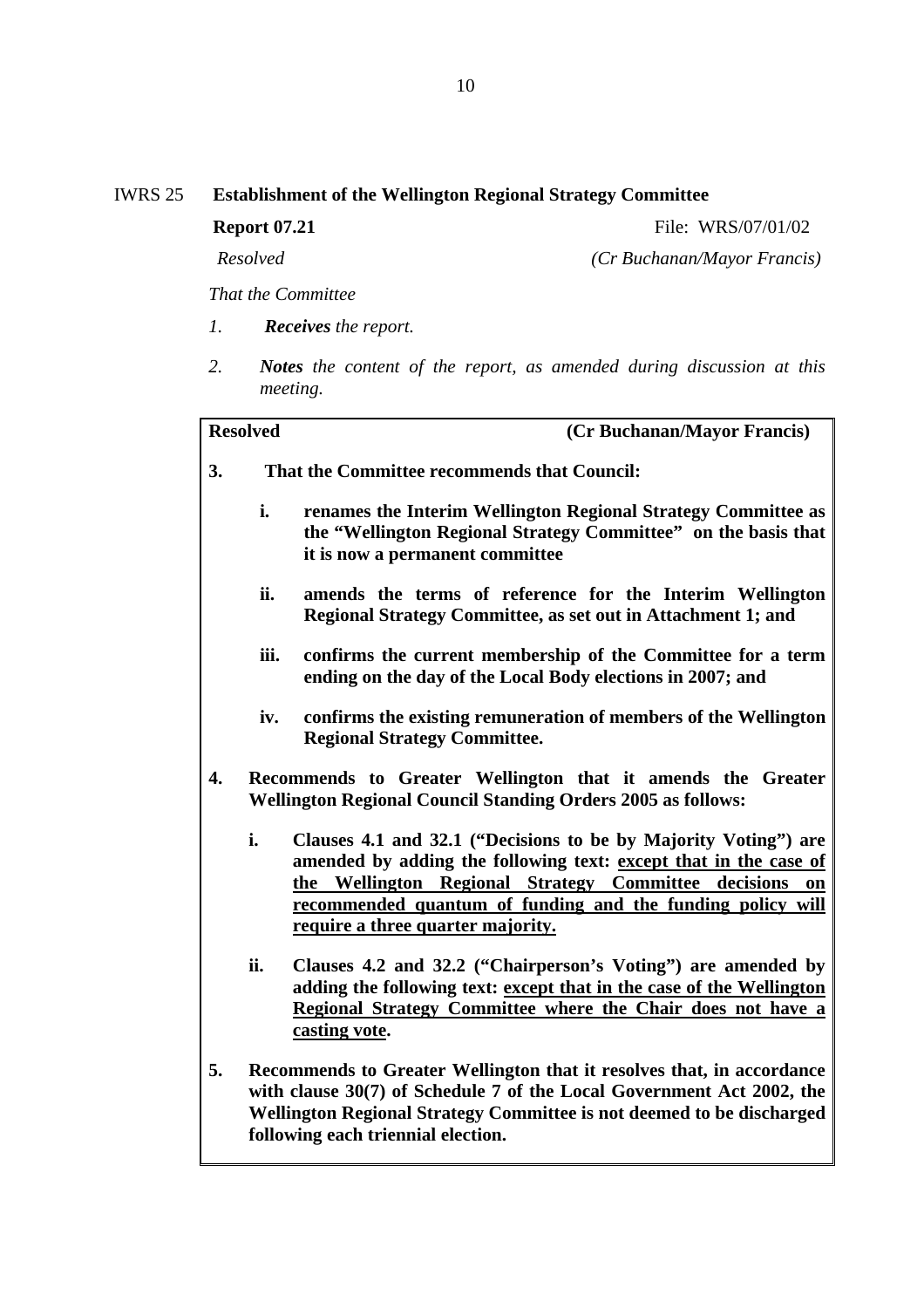IWRS 25 **Establishment of the Wellington Regional Strategy Committee**

**Report 07.21** File: WRS/07/01/02

*Resolved* *(Cr Buchanan/Mayor Francis)*

*That the Committee*

1. ***Receives*** *the report.*

2. ***Notes*** *the content of the report, as amended during discussion at this meeting.*

**Resolved** **(Cr Buchanan/Mayor Francis)**

**3. That the Committee recommends that Council:**

   **i. renames the Interim Wellington Regional Strategy Committee as the "Wellington Regional Strategy Committee" on the basis that it is now a permanent committee**

   **ii. amends the terms of reference for the Interim Wellington Regional Strategy Committee, as set out in Attachment 1; and**

   **iii. confirms the current membership of the Committee for a term ending on the day of the Local Body elections in 2007; and**

   **iv. confirms the existing remuneration of members of the Wellington Regional Strategy Committee.**

**4. Recommends to Greater Wellington that it amends the Greater Wellington Regional Council Standing Orders 2005 as follows:**

   **i. Clauses 4.1 and 32.1 ("Decisions to be by Majority Voting") are amended by adding the following text: <u>except that in the case of the Wellington Regional Strategy Committee decisions on recommended quantum of funding and the funding policy will require a three quarter majority.</u>**

   **ii. Clauses 4.2 and 32.2 ("Chairperson's Voting") are amended by adding the following text: <u>except that in the case of the Wellington Regional Strategy Committee where the Chair does not have a casting vote</u>.**

**5. Recommends to Greater Wellington that it resolves that, in accordance with clause 30(7) of Schedule 7 of the Local Government Act 2002, the Wellington Regional Strategy Committee is not deemed to be discharged following each triennial election.**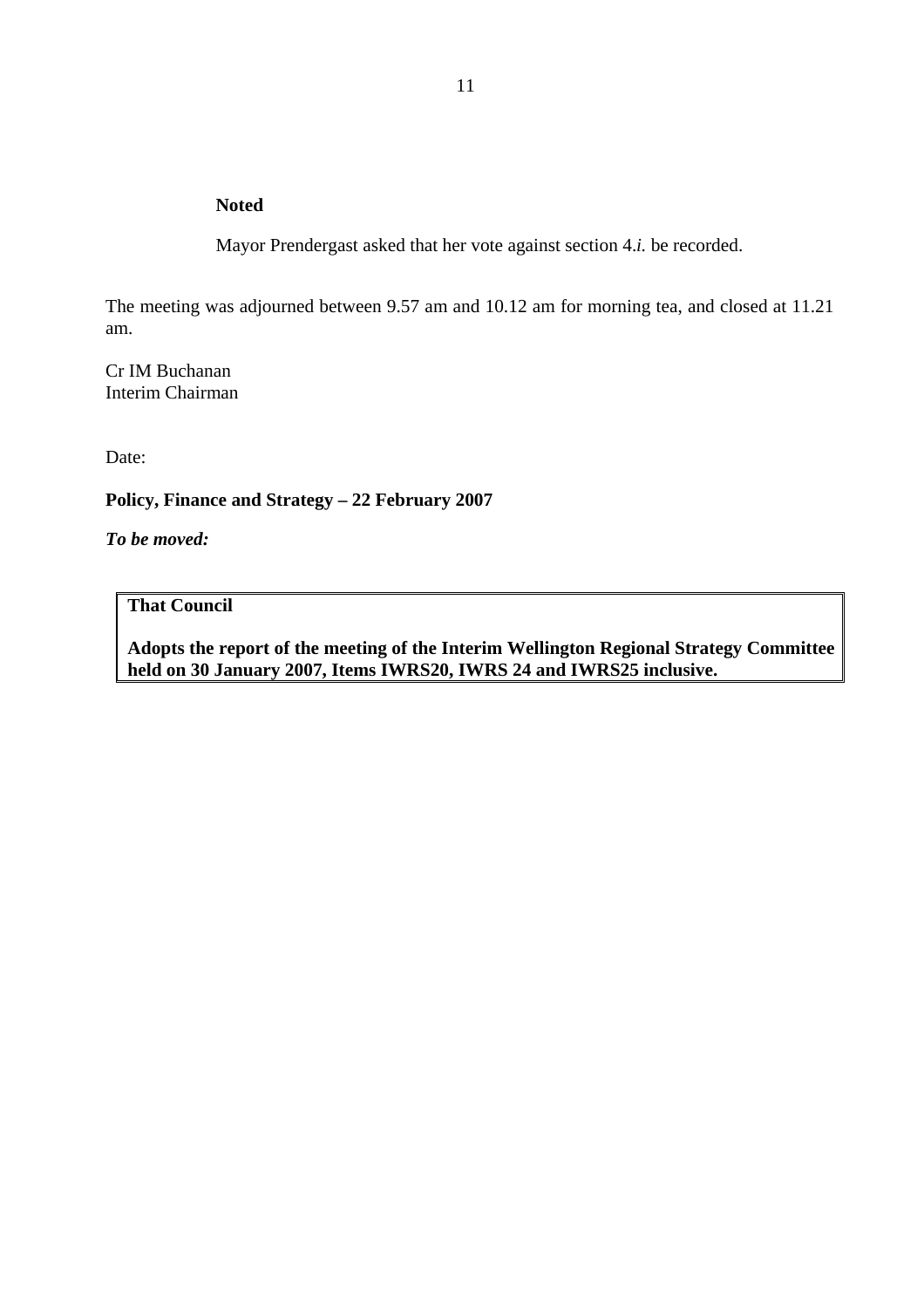**Noted**

Mayor Prendergast asked that her vote against section 4.*i.* be recorded.

The meeting was adjourned between 9.57 am and 10.12 am for morning tea, and closed at 11.21 am.

Cr IM Buchanan
Interim Chairman

Date:

**Policy, Finance and Strategy – 22 February 2007**

***To be moved:***

**That Council**

**Adopts the report of the meeting of the Interim Wellington Regional Strategy Committee held on 30 January 2007, Items IWRS20, IWRS 24 and IWRS25 inclusive.**